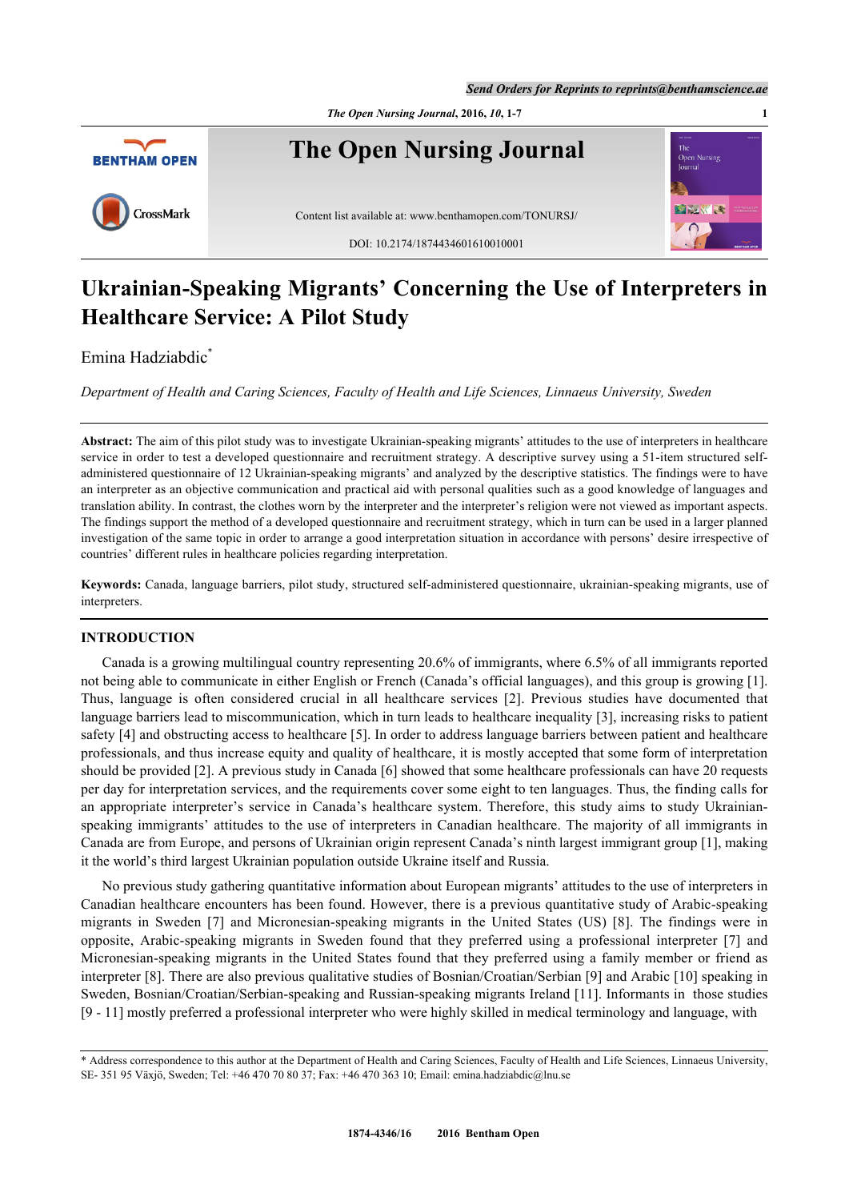# Ukrainian-Speaking Migrants' Concerning the Use of Interpreters in Healthcare Service: A Pilot Study

Emina Hadziabdic*

*Department of Health and Caring Sciences, Faculty of Health and Life Sciences, Linnaeus University, Sweden*

**Abstract:** The aim of this pilot study was to investigate Ukrainian-speaking migrants' attitudes to the use of interpreters in healthcare service in order to test a developed questionnaire and recruitment strategy. A descriptive survey using a 51-item structured self-administered questionnaire of 12 Ukrainian-speaking migrants' and analyzed by the descriptive statistics. The findings were to have an interpreter as an objective communication and practical aid with personal qualities such as a good knowledge of languages and translation ability. In contrast, the clothes worn by the interpreter and the interpreter's religion were not viewed as important aspects. The findings support the method of a developed questionnaire and recruitment strategy, which in turn can be used in a larger planned investigation of the same topic in order to arrange a good interpretation situation in accordance with persons' desire irrespective of countries' different rules in healthcare policies regarding interpretation.

**Keywords:** Canada, language barriers, pilot study, structured self-administered questionnaire, ukrainian-speaking migrants, use of interpreters.

## INTRODUCTION

Canada is a growing multilingual country representing 20.6% of immigrants, where 6.5% of all immigrants reported not being able to communicate in either English or French (Canada's official languages), and this group is growing [1]. Thus, language is often considered crucial in all healthcare services [2]. Previous studies have documented that language barriers lead to miscommunication, which in turn leads to healthcare inequality [3], increasing risks to patient safety [4] and obstructing access to healthcare [5]. In order to address language barriers between patient and healthcare professionals, and thus increase equity and quality of healthcare, it is mostly accepted that some form of interpretation should be provided [2]. A previous study in Canada [6] showed that some healthcare professionals can have 20 requests per day for interpretation services, and the requirements cover some eight to ten languages. Thus, the finding calls for an appropriate interpreter's service in Canada's healthcare system. Therefore, this study aims to study Ukrainian-speaking immigrants' attitudes to the use of interpreters in Canadian healthcare. The majority of all immigrants in Canada are from Europe, and persons of Ukrainian origin represent Canada's ninth largest immigrant group [1], making it the world's third largest Ukrainian population outside Ukraine itself and Russia.

No previous study gathering quantitative information about European migrants' attitudes to the use of interpreters in Canadian healthcare encounters has been found. However, there is a previous quantitative study of Arabic-speaking migrants in Sweden [7] and Micronesian-speaking migrants in the United States (US) [8]. The findings were in opposite, Arabic-speaking migrants in Sweden found that they preferred using a professional interpreter [7] and Micronesian-speaking migrants in the United States found that they preferred using a family member or friend as interpreter [8]. There are also previous qualitative studies of Bosnian/Croatian/Serbian [9] and Arabic [10] speaking in Sweden, Bosnian/Croatian/Serbian-speaking and Russian-speaking migrants Ireland [11]. Informants in those studies [9 - 11] mostly preferred a professional interpreter who were highly skilled in medical terminology and language, with

* Address correspondence to this author at the Department of Health and Caring Sciences, Faculty of Health and Life Sciences, Linnaeus University, SE- 351 95 Växjö, Sweden; Tel: +46 470 70 80 37; Fax: +46 470 363 10; Email: emina.hadziabdic@lnu.se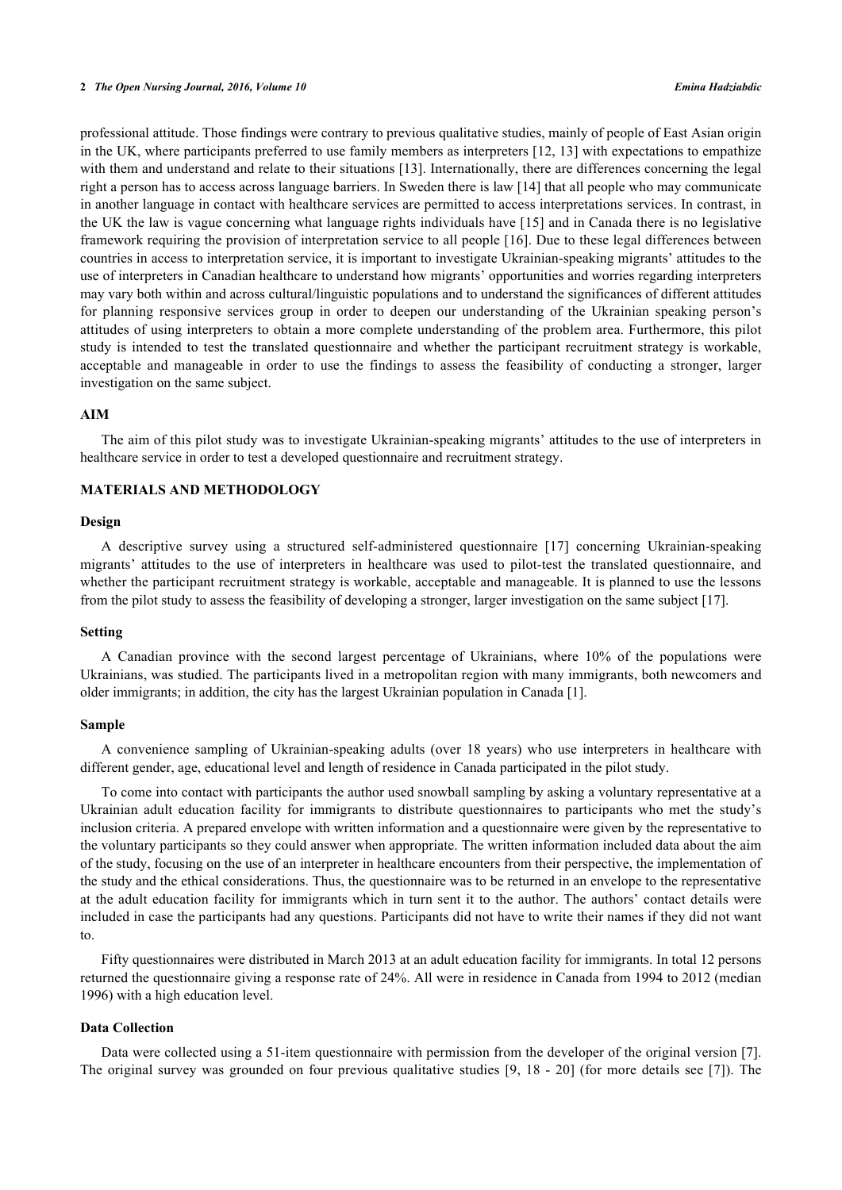professional attitude. Those findings were contrary to previous qualitative studies, mainly of people of East Asian origin in the UK, where participants preferred to use family members as interpreters [12, 13] with expectations to empathize with them and understand and relate to their situations [13]. Internationally, there are differences concerning the legal right a person has to access across language barriers. In Sweden there is law [14] that all people who may communicate in another language in contact with healthcare services are permitted to access interpretations services. In contrast, in the UK the law is vague concerning what language rights individuals have [15] and in Canada there is no legislative framework requiring the provision of interpretation service to all people [16]. Due to these legal differences between countries in access to interpretation service, it is important to investigate Ukrainian-speaking migrants' attitudes to the use of interpreters in Canadian healthcare to understand how migrants' opportunities and worries regarding interpreters may vary both within and across cultural/linguistic populations and to understand the significances of different attitudes for planning responsive services group in order to deepen our understanding of the Ukrainian speaking person's attitudes of using interpreters to obtain a more complete understanding of the problem area. Furthermore, this pilot study is intended to test the translated questionnaire and whether the participant recruitment strategy is workable, acceptable and manageable in order to use the findings to assess the feasibility of conducting a stronger, larger investigation on the same subject.

## AIM

The aim of this pilot study was to investigate Ukrainian-speaking migrants' attitudes to the use of interpreters in healthcare service in order to test a developed questionnaire and recruitment strategy.

## MATERIALS AND METHODOLOGY

### Design

A descriptive survey using a structured self-administered questionnaire [17] concerning Ukrainian-speaking migrants' attitudes to the use of interpreters in healthcare was used to pilot-test the translated questionnaire, and whether the participant recruitment strategy is workable, acceptable and manageable. It is planned to use the lessons from the pilot study to assess the feasibility of developing a stronger, larger investigation on the same subject [17].

### Setting

A Canadian province with the second largest percentage of Ukrainians, where 10% of the populations were Ukrainians, was studied. The participants lived in a metropolitan region with many immigrants, both newcomers and older immigrants; in addition, the city has the largest Ukrainian population in Canada [1].

### Sample

A convenience sampling of Ukrainian-speaking adults (over 18 years) who use interpreters in healthcare with different gender, age, educational level and length of residence in Canada participated in the pilot study.

To come into contact with participants the author used snowball sampling by asking a voluntary representative at a Ukrainian adult education facility for immigrants to distribute questionnaires to participants who met the study's inclusion criteria. A prepared envelope with written information and a questionnaire were given by the representative to the voluntary participants so they could answer when appropriate. The written information included data about the aim of the study, focusing on the use of an interpreter in healthcare encounters from their perspective, the implementation of the study and the ethical considerations. Thus, the questionnaire was to be returned in an envelope to the representative at the adult education facility for immigrants which in turn sent it to the author. The authors' contact details were included in case the participants had any questions. Participants did not have to write their names if they did not want to.

Fifty questionnaires were distributed in March 2013 at an adult education facility for immigrants. In total 12 persons returned the questionnaire giving a response rate of 24%. All were in residence in Canada from 1994 to 2012 (median 1996) with a high education level.

### Data Collection

Data were collected using a 51-item questionnaire with permission from the developer of the original version [7]. The original survey was grounded on four previous qualitative studies [9, 18 - 20] (for more details see [7]). The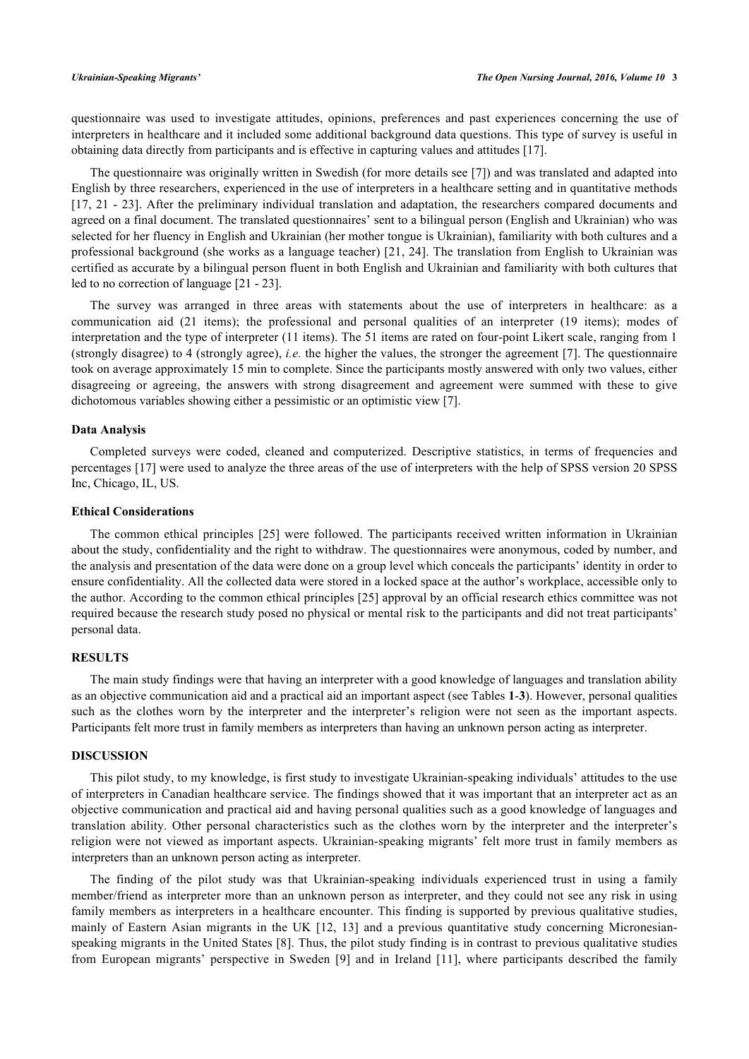questionnaire was used to investigate attitudes, opinions, preferences and past experiences concerning the use of interpreters in healthcare and it included some additional background data questions. This type of survey is useful in obtaining data directly from participants and is effective in capturing values and attitudes [17].

The questionnaire was originally written in Swedish (for more details see [7]) and was translated and adapted into English by three researchers, experienced in the use of interpreters in a healthcare setting and in quantitative methods [17, 21 - 23]. After the preliminary individual translation and adaptation, the researchers compared documents and agreed on a final document. The translated questionnaires' sent to a bilingual person (English and Ukrainian) who was selected for her fluency in English and Ukrainian (her mother tongue is Ukrainian), familiarity with both cultures and a professional background (she works as a language teacher) [21, 24]. The translation from English to Ukrainian was certified as accurate by a bilingual person fluent in both English and Ukrainian and familiarity with both cultures that led to no correction of language [21 - 23].

The survey was arranged in three areas with statements about the use of interpreters in healthcare: as a communication aid (21 items); the professional and personal qualities of an interpreter (19 items); modes of interpretation and the type of interpreter (11 items). The 51 items are rated on four-point Likert scale, ranging from 1 (strongly disagree) to 4 (strongly agree), *i.e.* the higher the values, the stronger the agreement [7]. The questionnaire took on average approximately 15 min to complete. Since the participants mostly answered with only two values, either disagreeing or agreeing, the answers with strong disagreement and agreement were summed with these to give dichotomous variables showing either a pessimistic or an optimistic view [7].

### Data Analysis

Completed surveys were coded, cleaned and computerized. Descriptive statistics, in terms of frequencies and percentages [17] were used to analyze the three areas of the use of interpreters with the help of SPSS version 20 SPSS Inc, Chicago, IL, US.

### Ethical Considerations

The common ethical principles [25] were followed. The participants received written information in Ukrainian about the study, confidentiality and the right to withdraw. The questionnaires were anonymous, coded by number, and the analysis and presentation of the data were done on a group level which conceals the participants' identity in order to ensure confidentiality. All the collected data were stored in a locked space at the author's workplace, accessible only to the author. According to the common ethical principles [25] approval by an official research ethics committee was not required because the research study posed no physical or mental risk to the participants and did not treat participants' personal data.

## RESULTS

The main study findings were that having an interpreter with a good knowledge of languages and translation ability as an objective communication aid and a practical aid an important aspect (see Tables **1**-**3**). However, personal qualities such as the clothes worn by the interpreter and the interpreter's religion were not seen as the important aspects. Participants felt more trust in family members as interpreters than having an unknown person acting as interpreter.

## DISCUSSION

This pilot study, to my knowledge, is first study to investigate Ukrainian-speaking individuals' attitudes to the use of interpreters in Canadian healthcare service. The findings showed that it was important that an interpreter act as an objective communication and practical aid and having personal qualities such as a good knowledge of languages and translation ability. Other personal characteristics such as the clothes worn by the interpreter and the interpreter's religion were not viewed as important aspects. Ukrainian-speaking migrants' felt more trust in family members as interpreters than an unknown person acting as interpreter.

The finding of the pilot study was that Ukrainian-speaking individuals experienced trust in using a family member/friend as interpreter more than an unknown person as interpreter, and they could not see any risk in using family members as interpreters in a healthcare encounter. This finding is supported by previous qualitative studies, mainly of Eastern Asian migrants in the UK [12, 13] and a previous quantitative study concerning Micronesian-speaking migrants in the United States [8]. Thus, the pilot study finding is in contrast to previous qualitative studies from European migrants' perspective in Sweden [9] and in Ireland [11], where participants described the family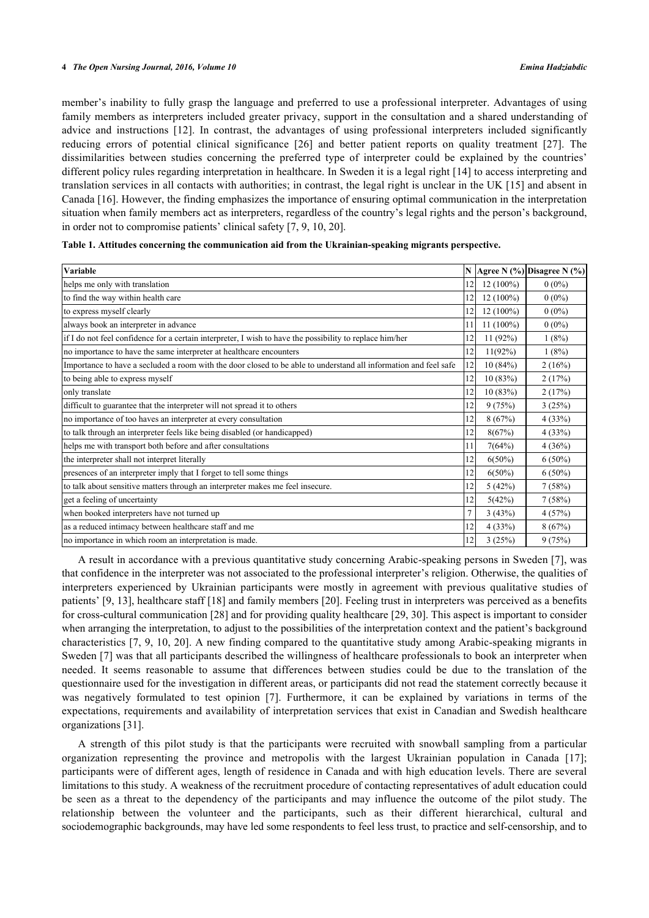member's inability to fully grasp the language and preferred to use a professional interpreter. Advantages of using family members as interpreters included greater privacy, support in the consultation and a shared understanding of advice and instructions [12]. In contrast, the advantages of using professional interpreters included significantly reducing errors of potential clinical significance [26] and better patient reports on quality treatment [27]. The dissimilarities between studies concerning the preferred type of interpreter could be explained by the countries' different policy rules regarding interpretation in healthcare. In Sweden it is a legal right [14] to access interpreting and translation services in all contacts with authorities; in contrast, the legal right is unclear in the UK [15] and absent in Canada [16]. However, the finding emphasizes the importance of ensuring optimal communication in the interpretation situation when family members act as interpreters, regardless of the country's legal rights and the person's background, in order not to compromise patients' clinical safety [7, 9, 10, 20].

**Table 1. Attitudes concerning the communication aid from the Ukrainian-speaking migrants perspective.**

| Variable | N | Agree N (%) | Disagree N (%) |
|---|---|---|---|
| helps me only with translation | 12 | 12 (100%) | 0 (0%) |
| to find the way within health care | 12 | 12 (100%) | 0 (0%) |
| to express myself clearly | 12 | 12 (100%) | 0 (0%) |
| always book an interpreter in advance | 11 | 11 (100%) | 0 (0%) |
| if I do not feel confidence for a certain interpreter, I wish to have the possibility to replace him/her | 12 | 11 (92%) | 1 (8%) |
| no importance to have the same interpreter at healthcare encounters | 12 | 11(92%) | 1 (8%) |
| Importance to have a secluded a room with the door closed to be able to understand all information and feel safe | 12 | 10 (84%) | 2 (16%) |
| to being able to express myself | 12 | 10 (83%) | 2 (17%) |
| only translate | 12 | 10 (83%) | 2 (17%) |
| difficult to guarantee that the interpreter will not spread it to others | 12 | 9 (75%) | 3 (25%) |
| no importance of too haves an interpreter at every consultation | 12 | 8 (67%) | 4 (33%) |
| to talk through an interpreter feels like being disabled (or handicapped) | 12 | 8(67%) | 4 (33%) |
| helps me with transport both before and after consultations | 11 | 7(64%) | 4 (36%) |
| the interpreter shall not interpret literally | 12 | 6(50%) | 6 (50%) |
| presences of an interpreter imply that I forget to tell some things | 12 | 6(50%) | 6 (50%) |
| to talk about sensitive matters through an interpreter makes me feel insecure. | 12 | 5 (42%) | 7 (58%) |
| get a feeling of uncertainty | 12 | 5(42%) | 7 (58%) |
| when booked interpreters have not turned up | 7 | 3 (43%) | 4 (57%) |
| as a reduced intimacy between healthcare staff and me | 12 | 4 (33%) | 8 (67%) |
| no importance in which room an interpretation is made. | 12 | 3 (25%) | 9 (75%) |

A result in accordance with a previous quantitative study concerning Arabic-speaking persons in Sweden [7], was that confidence in the interpreter was not associated to the professional interpreter's religion. Otherwise, the qualities of interpreters experienced by Ukrainian participants were mostly in agreement with previous qualitative studies of patients' [9, 13], healthcare staff [18] and family members [20]. Feeling trust in interpreters was perceived as a benefits for cross-cultural communication [28] and for providing quality healthcare [29, 30]. This aspect is important to consider when arranging the interpretation, to adjust to the possibilities of the interpretation context and the patient's background characteristics [7, 9, 10, 20]. A new finding compared to the quantitative study among Arabic-speaking migrants in Sweden [7] was that all participants described the willingness of healthcare professionals to book an interpreter when needed. It seems reasonable to assume that differences between studies could be due to the translation of the questionnaire used for the investigation in different areas, or participants did not read the statement correctly because it was negatively formulated to test opinion [7]. Furthermore, it can be explained by variations in terms of the expectations, requirements and availability of interpretation services that exist in Canadian and Swedish healthcare organizations [31].

A strength of this pilot study is that the participants were recruited with snowball sampling from a particular organization representing the province and metropolis with the largest Ukrainian population in Canada [17]; participants were of different ages, length of residence in Canada and with high education levels. There are several limitations to this study. A weakness of the recruitment procedure of contacting representatives of adult education could be seen as a threat to the dependency of the participants and may influence the outcome of the pilot study. The relationship between the volunteer and the participants, such as their different hierarchical, cultural and sociodemographic backgrounds, may have led some respondents to feel less trust, to practice and self-censorship, and to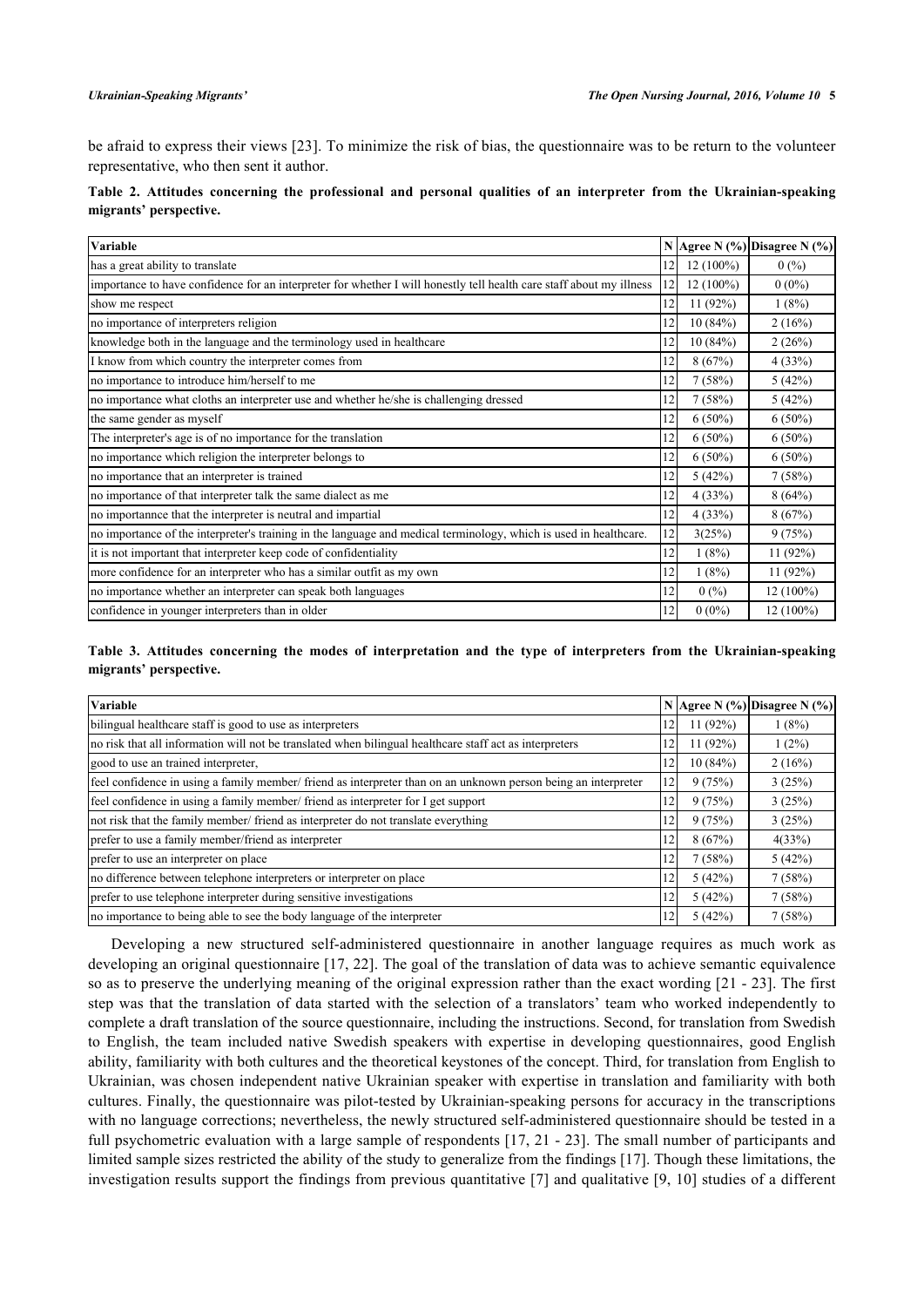be afraid to express their views [23]. To minimize the risk of bias, the questionnaire was to be return to the volunteer representative, who then sent it author.

**Table 2. Attitudes concerning the professional and personal qualities of an interpreter from the Ukrainian-speaking migrants' perspective.**

| Variable | N | Agree N (%) | Disagree N (%) |
|---|---|---|---|
| has a great ability to translate | 12 | 12 (100%) | 0 (%) |
| importance to have confidence for an interpreter for whether I will honestly tell health care staff about my illness | 12 | 12 (100%) | 0 (0%) |
| show me respect | 12 | 11 (92%) | 1 (8%) |
| no importance of interpreters religion | 12 | 10 (84%) | 2 (16%) |
| knowledge both in the language and the terminology used in healthcare | 12 | 10 (84%) | 2 (26%) |
| I know from which country the interpreter comes from | 12 | 8 (67%) | 4 (33%) |
| no importance to introduce him/herself to me | 12 | 7 (58%) | 5 (42%) |
| no importance what cloths an interpreter use and whether he/she is challenging dressed | 12 | 7 (58%) | 5 (42%) |
| the same gender as myself | 12 | 6 (50%) | 6 (50%) |
| The interpreter's age is of no importance for the translation | 12 | 6 (50%) | 6 (50%) |
| no importance which religion the interpreter belongs to | 12 | 6 (50%) | 6 (50%) |
| no importance that an interpreter is trained | 12 | 5 (42%) | 7 (58%) |
| no importance of that interpreter talk the same dialect as me | 12 | 4 (33%) | 8 (64%) |
| no importannce that the interpreter is neutral and impartial | 12 | 4 (33%) | 8 (67%) |
| no importance of the interpreter's training in the language and medical terminology, which is used in healthcare. | 12 | 3(25%) | 9 (75%) |
| it is not important that interpreter keep code of confidentiality | 12 | 1 (8%) | 11 (92%) |
| more confidence for an interpreter who has a similar outfit as my own | 12 | 1 (8%) | 11 (92%) |
| no importance whether an interpreter can speak both languages | 12 | 0 (%) | 12 (100%) |
| confidence in younger interpreters than in older | 12 | 0 (0%) | 12 (100%) |

**Table 3. Attitudes concerning the modes of interpretation and the type of interpreters from the Ukrainian-speaking migrants' perspective.**

| Variable | N | Agree N (%) | Disagree N (%) |
|---|---|---|---|
| bilingual healthcare staff is good to use as interpreters | 12 | 11 (92%) | 1 (8%) |
| no risk that all information will not be translated when bilingual healthcare staff act as interpreters | 12 | 11 (92%) | 1 (2%) |
| good to use an trained interpreter, | 12 | 10 (84%) | 2 (16%) |
| feel confidence in using a family member/ friend as interpreter than on an unknown person being an interpreter | 12 | 9 (75%) | 3 (25%) |
| feel confidence in using a family member/ friend as interpreter for I get support | 12 | 9 (75%) | 3 (25%) |
| not risk that the family member/ friend as interpreter do not translate everything | 12 | 9 (75%) | 3 (25%) |
| prefer to use a family member/friend as interpreter | 12 | 8 (67%) | 4(33%) |
| prefer to use an interpreter on place | 12 | 7 (58%) | 5 (42%) |
| no difference between telephone interpreters or interpreter on place | 12 | 5 (42%) | 7 (58%) |
| prefer to use telephone interpreter during sensitive investigations | 12 | 5 (42%) | 7 (58%) |
| no importance to being able to see the body language of the interpreter | 12 | 5 (42%) | 7 (58%) |

Developing a new structured self-administered questionnaire in another language requires as much work as developing an original questionnaire [17, 22]. The goal of the translation of data was to achieve semantic equivalence so as to preserve the underlying meaning of the original expression rather than the exact wording [21 - 23]. The first step was that the translation of data started with the selection of a translators' team who worked independently to complete a draft translation of the source questionnaire, including the instructions. Second, for translation from Swedish to English, the team included native Swedish speakers with expertise in developing questionnaires, good English ability, familiarity with both cultures and the theoretical keystones of the concept. Third, for translation from English to Ukrainian, was chosen independent native Ukrainian speaker with expertise in translation and familiarity with both cultures. Finally, the questionnaire was pilot-tested by Ukrainian-speaking persons for accuracy in the transcriptions with no language corrections; nevertheless, the newly structured self-administered questionnaire should be tested in a full psychometric evaluation with a large sample of respondents [17, 21 - 23]. The small number of participants and limited sample sizes restricted the ability of the study to generalize from the findings [17]. Though these limitations, the investigation results support the findings from previous quantitative [7] and qualitative [9, 10] studies of a different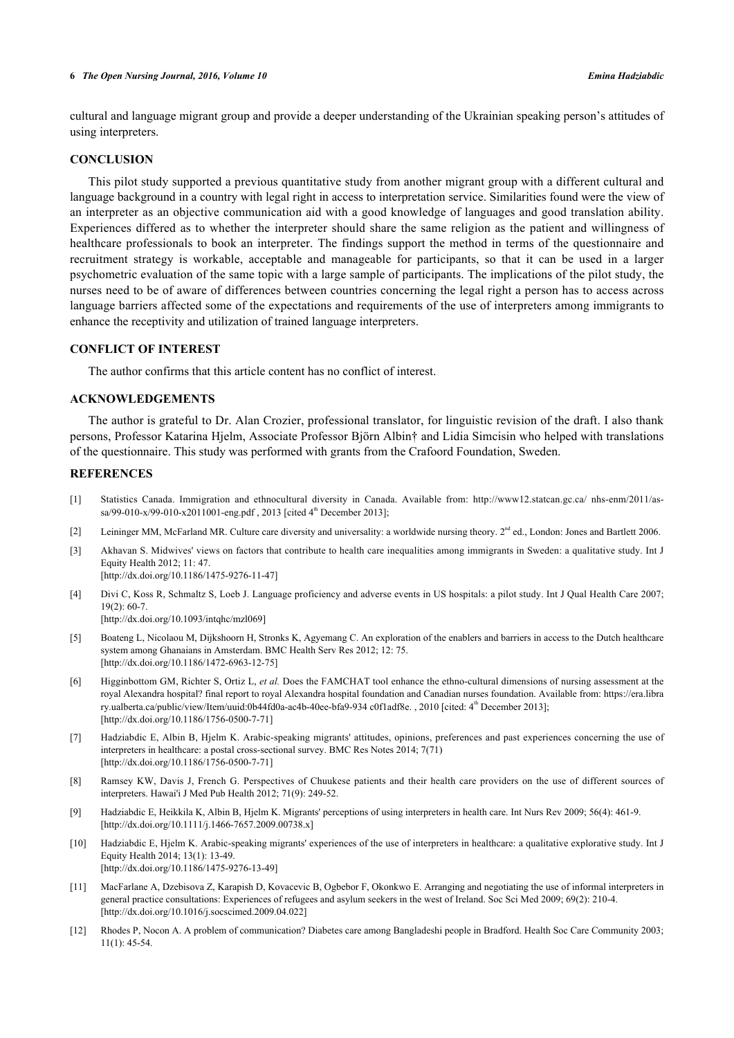cultural and language migrant group and provide a deeper understanding of the Ukrainian speaking person's attitudes of using interpreters.

## CONCLUSION

This pilot study supported a previous quantitative study from another migrant group with a different cultural and language background in a country with legal right in access to interpretation service. Similarities found were the view of an interpreter as an objective communication aid with a good knowledge of languages and good translation ability. Experiences differed as to whether the interpreter should share the same religion as the patient and willingness of healthcare professionals to book an interpreter. The findings support the method in terms of the questionnaire and recruitment strategy is workable, acceptable and manageable for participants, so that it can be used in a larger psychometric evaluation of the same topic with a large sample of participants. The implications of the pilot study, the nurses need to be of aware of differences between countries concerning the legal right a person has to access across language barriers affected some of the expectations and requirements of the use of interpreters among immigrants to enhance the receptivity and utilization of trained language interpreters.

## CONFLICT OF INTEREST

The author confirms that this article content has no conflict of interest.

## ACKNOWLEDGEMENTS

The author is grateful to Dr. Alan Crozier, professional translator, for linguistic revision of the draft. I also thank persons, Professor Katarina Hjelm, Associate Professor Björn Albin† and Lidia Simcisin who helped with translations of the questionnaire. This study was performed with grants from the Crafoord Foundation, Sweden.

## REFERENCES

[1] Statistics Canada. Immigration and ethnocultural diversity in Canada. Available from: http://www12.statcan.gc.ca/ nhs-enm/2011/as-sa/99-010-x/99-010-x2011001-eng.pdf , 2013 [cited 4th December 2013];

[2] Leininger MM, McFarland MR. Culture care diversity and universality: a worldwide nursing theory. 2nd ed., London: Jones and Bartlett 2006.

[3] Akhavan S. Midwives' views on factors that contribute to health care inequalities among immigrants in Sweden: a qualitative study. Int J Equity Health 2012; 11: 47.
[http://dx.doi.org/10.1186/1475-9276-11-47]

[4] Divi C, Koss R, Schmaltz S, Loeb J. Language proficiency and adverse events in US hospitals: a pilot study. Int J Qual Health Care 2007; 19(2): 60-7.
[http://dx.doi.org/10.1093/intqhc/mzl069]

[5] Boateng L, Nicolaou M, Dijkshoorn H, Stronks K, Agyemang C. An exploration of the enablers and barriers in access to the Dutch healthcare system among Ghanaians in Amsterdam. BMC Health Serv Res 2012; 12: 75.
[http://dx.doi.org/10.1186/1472-6963-12-75]

[6] Higginbottom GM, Richter S, Ortiz L, *et al.* Does the FAMCHAT tool enhance the ethno-cultural dimensions of nursing assessment at the royal Alexandra hospital? final report to royal Alexandra hospital foundation and Canadian nurses foundation. Available from: https://era.library.ualberta.ca/public/view/Item/uuid:0b44fd0a-ac4b-40ee-bfa9-934 c0f1adf8e. , 2010 [cited: 4th December 2013];
[http://dx.doi.org/10.1186/1756-0500-7-71]

[7] Hadziabdic E, Albin B, Hjelm K. Arabic-speaking migrants' attitudes, opinions, preferences and past experiences concerning the use of interpreters in healthcare: a postal cross-sectional survey. BMC Res Notes 2014; 7(71)
[http://dx.doi.org/10.1186/1756-0500-7-71]

[8] Ramsey KW, Davis J, French G. Perspectives of Chuukese patients and their health care providers on the use of different sources of interpreters. Hawai'i J Med Pub Health 2012; 71(9): 249-52.

[9] Hadziabdic E, Heikkila K, Albin B, Hjelm K. Migrants' perceptions of using interpreters in health care. Int Nurs Rev 2009; 56(4): 461-9.
[http://dx.doi.org/10.1111/j.1466-7657.2009.00738.x]

[10] Hadziabdic E, Hjelm K. Arabic-speaking migrants' experiences of the use of interpreters in healthcare: a qualitative explorative study. Int J Equity Health 2014; 13(1): 13-49.
[http://dx.doi.org/10.1186/1475-9276-13-49]

[11] MacFarlane A, Dzebisova Z, Karapish D, Kovacevic B, Ogbebor F, Okonkwo E. Arranging and negotiating the use of informal interpreters in general practice consultations: Experiences of refugees and asylum seekers in the west of Ireland. Soc Sci Med 2009; 69(2): 210-4.
[http://dx.doi.org/10.1016/j.socscimed.2009.04.022]

[12] Rhodes P, Nocon A. A problem of communication? Diabetes care among Bangladeshi people in Bradford. Health Soc Care Community 2003; 11(1): 45-54.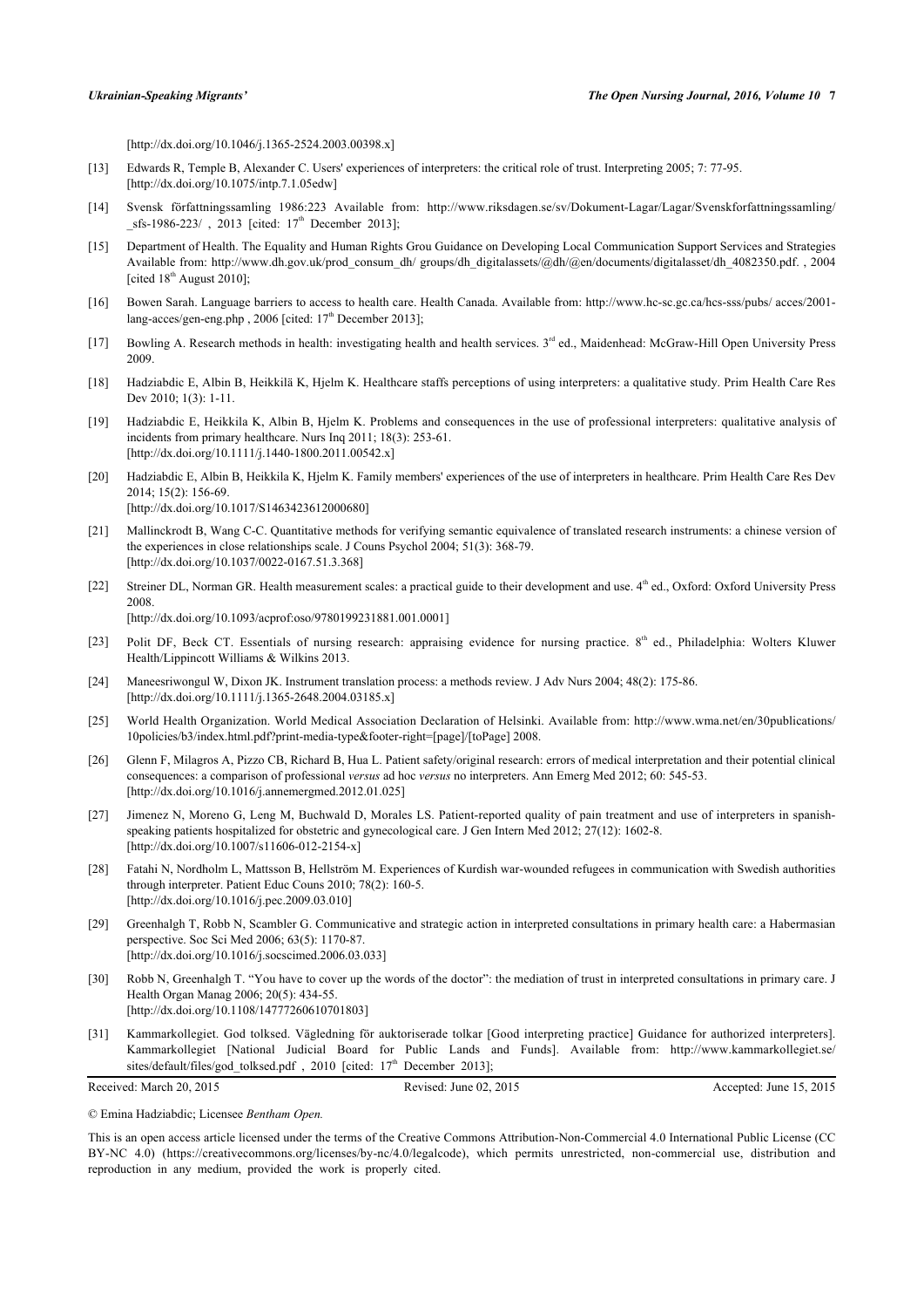[http://dx.doi.org/10.1046/j.1365-2524.2003.00398.x]

[13] Edwards R, Temple B, Alexander C. Users' experiences of interpreters: the critical role of trust. Interpreting 2005; 7: 77-95. [http://dx.doi.org/10.1075/intp.7.1.05edw]

[14] Svensk författningssamling 1986:223 Available from: http://www.riksdagen.se/sv/Dokument-Lagar/Lagar/Svenskforfattningssamling/_sfs-1986-223/ , 2013 [cited: 17th December 2013];

[15] Department of Health. The Equality and Human Rights Grou Guidance on Developing Local Communication Support Services and Strategies Available from: http://www.dh.gov.uk/prod_consum_dh/ groups/dh_digitalassets/@dh/@en/documents/digitalasset/dh_4082350.pdf. , 2004 [cited 18th August 2010];

[16] Bowen Sarah. Language barriers to access to health care. Health Canada. Available from: http://www.hc-sc.gc.ca/hcs-sss/pubs/ acces/2001-lang-acces/gen-eng.php , 2006 [cited: 17th December 2013];

[17] Bowling A. Research methods in health: investigating health and health services. 3rd ed., Maidenhead: McGraw-Hill Open University Press 2009.

[18] Hadziabdic E, Albin B, Heikkilä K, Hjelm K. Healthcare staffs perceptions of using interpreters: a qualitative study. Prim Health Care Res Dev 2010; 1(3): 1-11.

[19] Hadziabdic E, Heikkila K, Albin B, Hjelm K. Problems and consequences in the use of professional interpreters: qualitative analysis of incidents from primary healthcare. Nurs Inq 2011; 18(3): 253-61. [http://dx.doi.org/10.1111/j.1440-1800.2011.00542.x]

[20] Hadziabdic E, Albin B, Heikkila K, Hjelm K. Family members' experiences of the use of interpreters in healthcare. Prim Health Care Res Dev 2014; 15(2): 156-69. [http://dx.doi.org/10.1017/S1463423612000680]

[21] Mallinckrodt B, Wang C-C. Quantitative methods for verifying semantic equivalence of translated research instruments: a chinese version of the experiences in close relationships scale. J Couns Psychol 2004; 51(3): 368-79. [http://dx.doi.org/10.1037/0022-0167.51.3.368]

[22] Streiner DL, Norman GR. Health measurement scales: a practical guide to their development and use. 4th ed., Oxford: Oxford University Press 2008. [http://dx.doi.org/10.1093/acprof:oso/9780199231881.001.0001]

[23] Polit DF, Beck CT. Essentials of nursing research: appraising evidence for nursing practice. 8th ed., Philadelphia: Wolters Kluwer Health/Lippincott Williams & Wilkins 2013.

[24] Maneesriwongul W, Dixon JK. Instrument translation process: a methods review. J Adv Nurs 2004; 48(2): 175-86. [http://dx.doi.org/10.1111/j.1365-2648.2004.03185.x]

[25] World Health Organization. World Medical Association Declaration of Helsinki. Available from: http://www.wma.net/en/30publications/10policies/b3/index.html.pdf?print-media-type&footer-right=[page]/[toPage] 2008.

[26] Glenn F, Milagros A, Pizzo CB, Richard B, Hua L. Patient safety/original research: errors of medical interpretation and their potential clinical consequences: a comparison of professional *versus* ad hoc *versus* no interpreters. Ann Emerg Med 2012; 60: 545-53. [http://dx.doi.org/10.1016/j.annemergmed.2012.01.025]

[27] Jimenez N, Moreno G, Leng M, Buchwald D, Morales LS. Patient-reported quality of pain treatment and use of interpreters in spanish-speaking patients hospitalized for obstetric and gynecological care. J Gen Intern Med 2012; 27(12): 1602-8. [http://dx.doi.org/10.1007/s11606-012-2154-x]

[28] Fatahi N, Nordholm L, Mattsson B, Hellström M. Experiences of Kurdish war-wounded refugees in communication with Swedish authorities through interpreter. Patient Educ Couns 2010; 78(2): 160-5. [http://dx.doi.org/10.1016/j.pec.2009.03.010]

[29] Greenhalgh T, Robb N, Scambler G. Communicative and strategic action in interpreted consultations in primary health care: a Habermasian perspective. Soc Sci Med 2006; 63(5): 1170-87. [http://dx.doi.org/10.1016/j.socscimed.2006.03.033]

[30] Robb N, Greenhalgh T. "You have to cover up the words of the doctor": the mediation of trust in interpreted consultations in primary care. J Health Organ Manag 2006; 20(5): 434-55. [http://dx.doi.org/10.1108/14777260610701803]

[31] Kammarkollegiet. God tolksed. Vägledning för auktoriserade tolkar [Good interpreting practice] Guidance for authorized interpreters]. Kammarkollegiet [National Judicial Board for Public Lands and Funds]. Available from: http://www.kammarkollegiet.se/sites/default/files/god_tolksed.pdf , 2010 [cited: 17th December 2013];

Received: March 20, 2015 Revised: June 02, 2015 Accepted: June 15, 2015

© Emina Hadziabdic; Licensee *Bentham Open.*

This is an open access article licensed under the terms of the Creative Commons Attribution-Non-Commercial 4.0 International Public License (CC BY-NC 4.0) (https://creativecommons.org/licenses/by-nc/4.0/legalcode), which permits unrestricted, non-commercial use, distribution and reproduction in any medium, provided the work is properly cited.